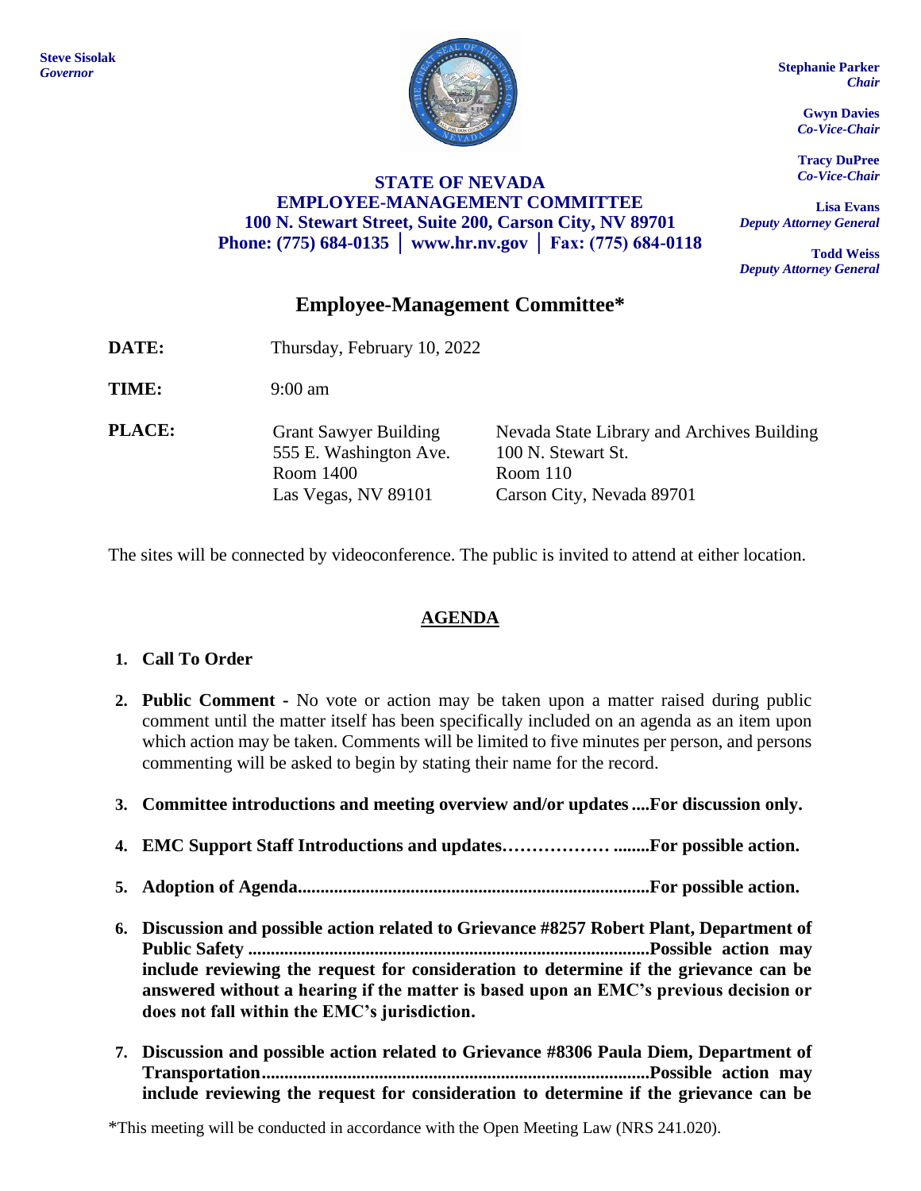**Steve Sisolak**
*Governor*

**Stephanie Parker**
*Chair*

**Gwyn Davies**
*Co-Vice-Chair*

**Tracy DuPree**
*Co-Vice-Chair*

**Lisa Evans**
*Deputy Attorney General*

**Todd Weiss**
*Deputy Attorney General*

**STATE OF NEVADA**
**EMPLOYEE-MANAGEMENT COMMITTEE**
**100 N. Stewart Street, Suite 200, Carson City, NV 89701**
**Phone: (775) 684-0135 │ www.hr.nv.gov │ Fax: (775) 684-0118**

# Employee-Management Committee*

**DATE:** Thursday, February 10, 2022

**TIME:** 9:00 am

**PLACE:**

| Grant Sawyer Building | Nevada State Library and Archives Building |
|---|---|
| 555 E. Washington Ave. | 100 N. Stewart St. |
| Room 1400 | Room 110 |
| Las Vegas, NV 89101 | Carson City, Nevada 89701 |

The sites will be connected by videoconference. The public is invited to attend at either location.

## AGENDA

1. **Call To Order**

2. **Public Comment -** No vote or action may be taken upon a matter raised during public comment until the matter itself has been specifically included on an agenda as an item upon which action may be taken. Comments will be limited to five minutes per person, and persons commenting will be asked to begin by stating their name for the record.

3. **Committee introductions and meeting overview and/or updates ....For discussion only.**

4. **EMC Support Staff Introductions and updates……………… ........For possible action.**

5. **Adoption of Agenda.............................................................................For possible action.**

6. **Discussion and possible action related to Grievance #8257 Robert Plant, Department of Public Safety ........................................................................................Possible action may include reviewing the request for consideration to determine if the grievance can be answered without a hearing if the matter is based upon an EMC's previous decision or does not fall within the EMC's jurisdiction.**

7. **Discussion and possible action related to Grievance #8306 Paula Diem, Department of Transportation.....................................................................................Possible action may include reviewing the request for consideration to determine if the grievance can be**

*This meeting will be conducted in accordance with the Open Meeting Law (NRS 241.020).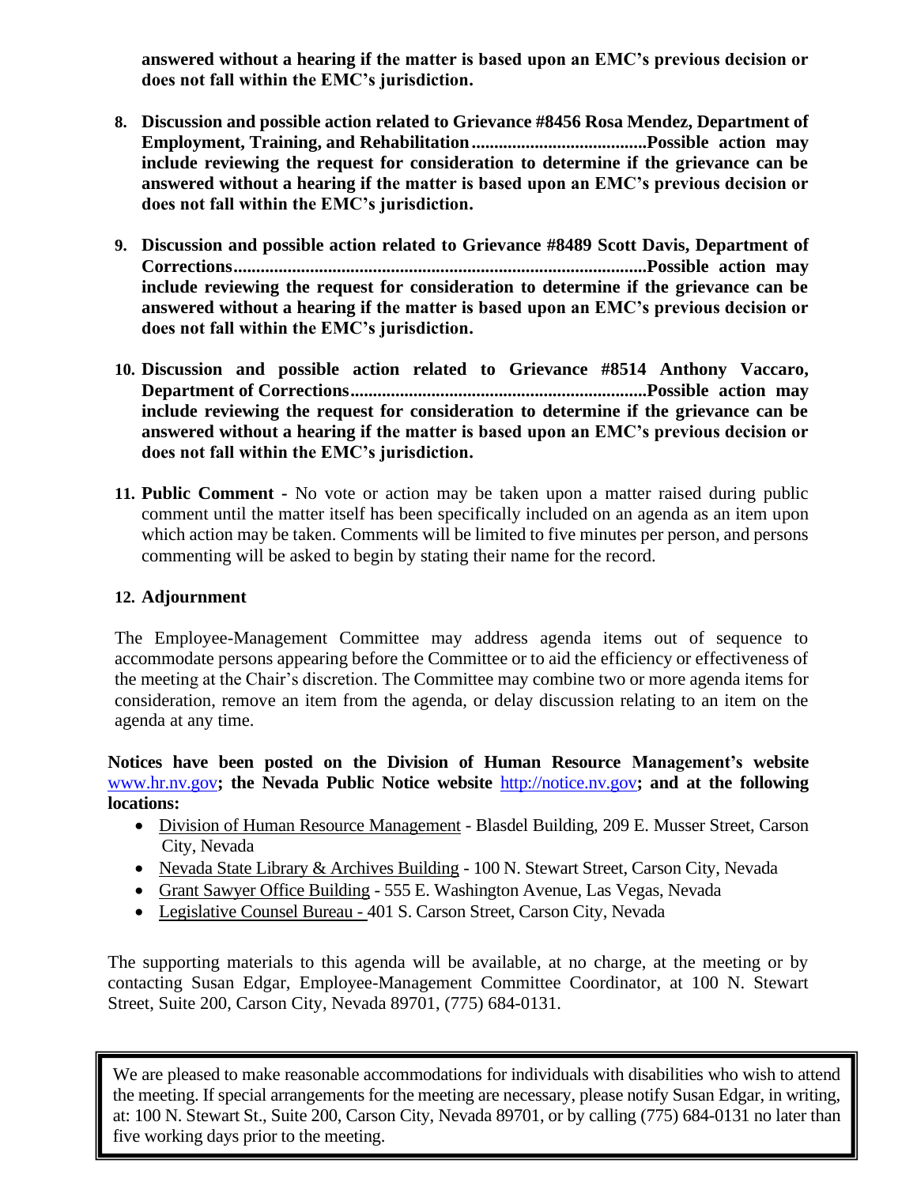**answered without a hearing if the matter is based upon an EMC's previous decision or does not fall within the EMC's jurisdiction.**

8. **Discussion and possible action related to Grievance #8456 Rosa Mendez, Department of Employment, Training, and Rehabilitation......................................Possible action may include reviewing the request for consideration to determine if the grievance can be answered without a hearing if the matter is based upon an EMC's previous decision or does not fall within the EMC's jurisdiction.**

9. **Discussion and possible action related to Grievance #8489 Scott Davis, Department of Corrections..........................................................................................Possible action may include reviewing the request for consideration to determine if the grievance can be answered without a hearing if the matter is based upon an EMC's previous decision or does not fall within the EMC's jurisdiction.**

10. **Discussion and possible action related to Grievance #8514 Anthony Vaccaro, Department of Corrections.................................................................Possible action may include reviewing the request for consideration to determine if the grievance can be answered without a hearing if the matter is based upon an EMC's previous decision or does not fall within the EMC's jurisdiction.**

11. **Public Comment -** No vote or action may be taken upon a matter raised during public comment until the matter itself has been specifically included on an agenda as an item upon which action may be taken. Comments will be limited to five minutes per person, and persons commenting will be asked to begin by stating their name for the record.

12. **Adjournment**

The Employee-Management Committee may address agenda items out of sequence to accommodate persons appearing before the Committee or to aid the efficiency or effectiveness of the meeting at the Chair's discretion. The Committee may combine two or more agenda items for consideration, remove an item from the agenda, or delay discussion relating to an item on the agenda at any time.

**Notices have been posted on the Division of Human Resource Management's website** www.hr.nv.gov**; the Nevada Public Notice website** http://notice.nv.gov**; and at the following locations:**

- Division of Human Resource Management - Blasdel Building, 209 E. Musser Street, Carson City, Nevada
- Nevada State Library & Archives Building - 100 N. Stewart Street, Carson City, Nevada
- Grant Sawyer Office Building - 555 E. Washington Avenue, Las Vegas, Nevada
- Legislative Counsel Bureau - 401 S. Carson Street, Carson City, Nevada

The supporting materials to this agenda will be available, at no charge, at the meeting or by contacting Susan Edgar, Employee-Management Committee Coordinator, at 100 N. Stewart Street, Suite 200, Carson City, Nevada 89701, (775) 684-0131.

We are pleased to make reasonable accommodations for individuals with disabilities who wish to attend the meeting. If special arrangements for the meeting are necessary, please notify Susan Edgar, in writing, at: 100 N. Stewart St., Suite 200, Carson City, Nevada 89701, or by calling (775) 684-0131 no later than five working days prior to the meeting.